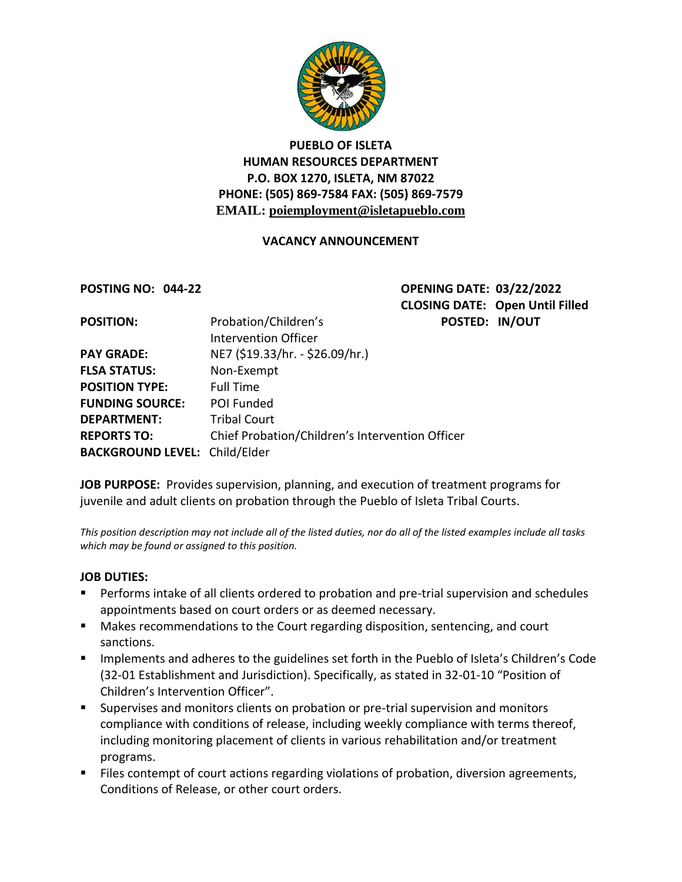# PUEBLO OF ISLETA
## HUMAN RESOURCES DEPARTMENT
**P.O. BOX 1270, ISLETA, NM 87022**
**PHONE: (505) 869-7584 FAX: (505) 869-7579**
**EMAIL: poiemployment@isletapueblo.com**

### VACANCY ANNOUNCEMENT

**POSTING NO: 044-22**

**OPENING DATE: 03/22/2022**
**CLOSING DATE: Open Until Filled**
**POSTED: IN/OUT**

| | |
|---|---|
| **POSITION:** | Probation/Children's Intervention Officer |
| **PAY GRADE:** | NE7 ($19.33/hr. - $26.09/hr.) |
| **FLSA STATUS:** | Non-Exempt |
| **POSITION TYPE:** | Full Time |
| **FUNDING SOURCE:** | POI Funded |
| **DEPARTMENT:** | Tribal Court |
| **REPORTS TO:** | Chief Probation/Children's Intervention Officer |
| **BACKGROUND LEVEL:** | Child/Elder |

**JOB PURPOSE:** Provides supervision, planning, and execution of treatment programs for juvenile and adult clients on probation through the Pueblo of Isleta Tribal Courts.

*This position description may not include all of the listed duties, nor do all of the listed examples include all tasks which may be found or assigned to this position.*

**JOB DUTIES:**

- Performs intake of all clients ordered to probation and pre-trial supervision and schedules appointments based on court orders or as deemed necessary.
- Makes recommendations to the Court regarding disposition, sentencing, and court sanctions.
- Implements and adheres to the guidelines set forth in the Pueblo of Isleta's Children's Code (32-01 Establishment and Jurisdiction). Specifically, as stated in 32-01-10 "Position of Children's Intervention Officer".
- Supervises and monitors clients on probation or pre-trial supervision and monitors compliance with conditions of release, including weekly compliance with terms thereof, including monitoring placement of clients in various rehabilitation and/or treatment programs.
- Files contempt of court actions regarding violations of probation, diversion agreements, Conditions of Release, or other court orders.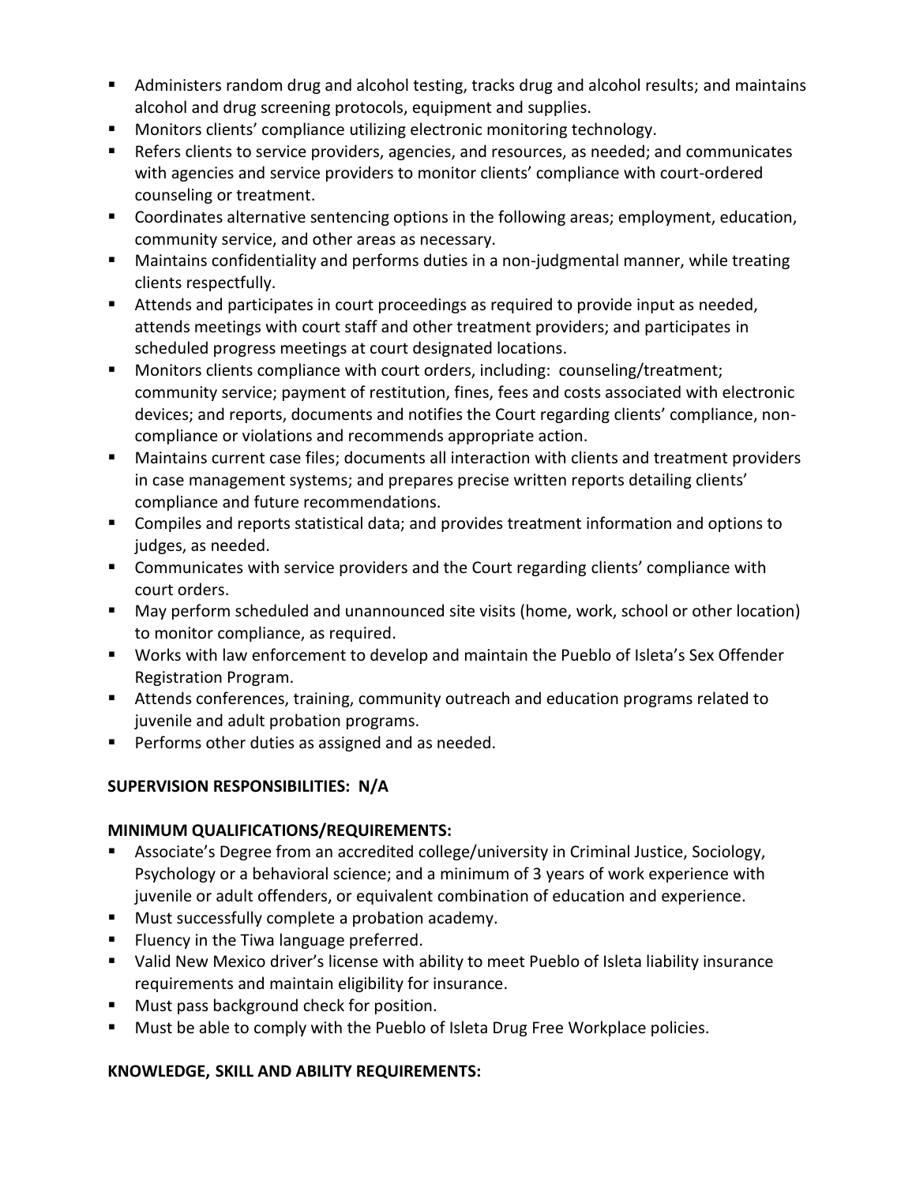- Administers random drug and alcohol testing, tracks drug and alcohol results; and maintains alcohol and drug screening protocols, equipment and supplies.
- Monitors clients' compliance utilizing electronic monitoring technology.
- Refers clients to service providers, agencies, and resources, as needed; and communicates with agencies and service providers to monitor clients' compliance with court-ordered counseling or treatment.
- Coordinates alternative sentencing options in the following areas; employment, education, community service, and other areas as necessary.
- Maintains confidentiality and performs duties in a non-judgmental manner, while treating clients respectfully.
- Attends and participates in court proceedings as required to provide input as needed, attends meetings with court staff and other treatment providers; and participates in scheduled progress meetings at court designated locations.
- Monitors clients compliance with court orders, including: counseling/treatment; community service; payment of restitution, fines, fees and costs associated with electronic devices; and reports, documents and notifies the Court regarding clients' compliance, non-compliance or violations and recommends appropriate action.
- Maintains current case files; documents all interaction with clients and treatment providers in case management systems; and prepares precise written reports detailing clients' compliance and future recommendations.
- Compiles and reports statistical data; and provides treatment information and options to judges, as needed.
- Communicates with service providers and the Court regarding clients' compliance with court orders.
- May perform scheduled and unannounced site visits (home, work, school or other location) to monitor compliance, as required.
- Works with law enforcement to develop and maintain the Pueblo of Isleta's Sex Offender Registration Program.
- Attends conferences, training, community outreach and education programs related to juvenile and adult probation programs.
- Performs other duties as assigned and as needed.

**SUPERVISION RESPONSIBILITIES: N/A**

**MINIMUM QUALIFICATIONS/REQUIREMENTS:**

- Associate's Degree from an accredited college/university in Criminal Justice, Sociology, Psychology or a behavioral science; and a minimum of 3 years of work experience with juvenile or adult offenders, or equivalent combination of education and experience.
- Must successfully complete a probation academy.
- Fluency in the Tiwa language preferred.
- Valid New Mexico driver's license with ability to meet Pueblo of Isleta liability insurance requirements and maintain eligibility for insurance.
- Must pass background check for position.
- Must be able to comply with the Pueblo of Isleta Drug Free Workplace policies.

**KNOWLEDGE, SKILL AND ABILITY REQUIREMENTS:**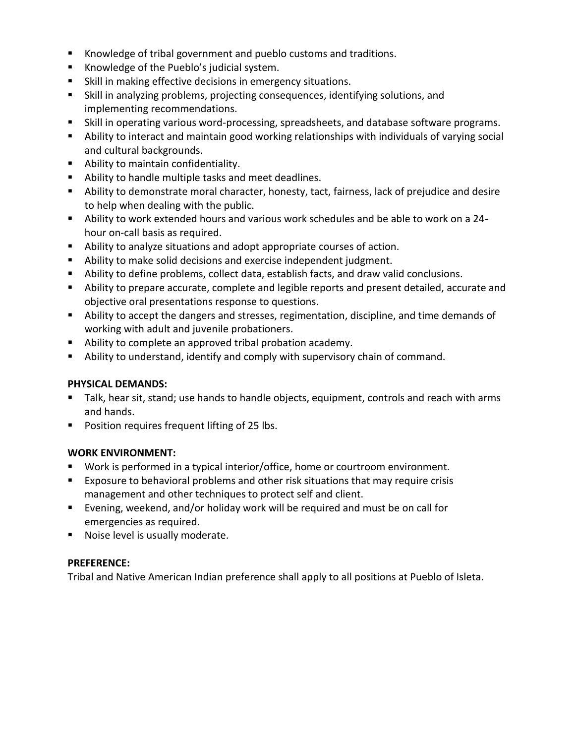- Knowledge of tribal government and pueblo customs and traditions.
- Knowledge of the Pueblo's judicial system.
- Skill in making effective decisions in emergency situations.
- Skill in analyzing problems, projecting consequences, identifying solutions, and implementing recommendations.
- Skill in operating various word-processing, spreadsheets, and database software programs.
- Ability to interact and maintain good working relationships with individuals of varying social and cultural backgrounds.
- Ability to maintain confidentiality.
- Ability to handle multiple tasks and meet deadlines.
- Ability to demonstrate moral character, honesty, tact, fairness, lack of prejudice and desire to help when dealing with the public.
- Ability to work extended hours and various work schedules and be able to work on a 24-hour on-call basis as required.
- Ability to analyze situations and adopt appropriate courses of action.
- Ability to make solid decisions and exercise independent judgment.
- Ability to define problems, collect data, establish facts, and draw valid conclusions.
- Ability to prepare accurate, complete and legible reports and present detailed, accurate and objective oral presentations response to questions.
- Ability to accept the dangers and stresses, regimentation, discipline, and time demands of working with adult and juvenile probationers.
- Ability to complete an approved tribal probation academy.
- Ability to understand, identify and comply with supervisory chain of command.

**PHYSICAL DEMANDS:**

- Talk, hear sit, stand; use hands to handle objects, equipment, controls and reach with arms and hands.
- Position requires frequent lifting of 25 lbs.

**WORK ENVIRONMENT:**

- Work is performed in a typical interior/office, home or courtroom environment.
- Exposure to behavioral problems and other risk situations that may require crisis management and other techniques to protect self and client.
- Evening, weekend, and/or holiday work will be required and must be on call for emergencies as required.
- Noise level is usually moderate.

**PREFERENCE:**

Tribal and Native American Indian preference shall apply to all positions at Pueblo of Isleta.